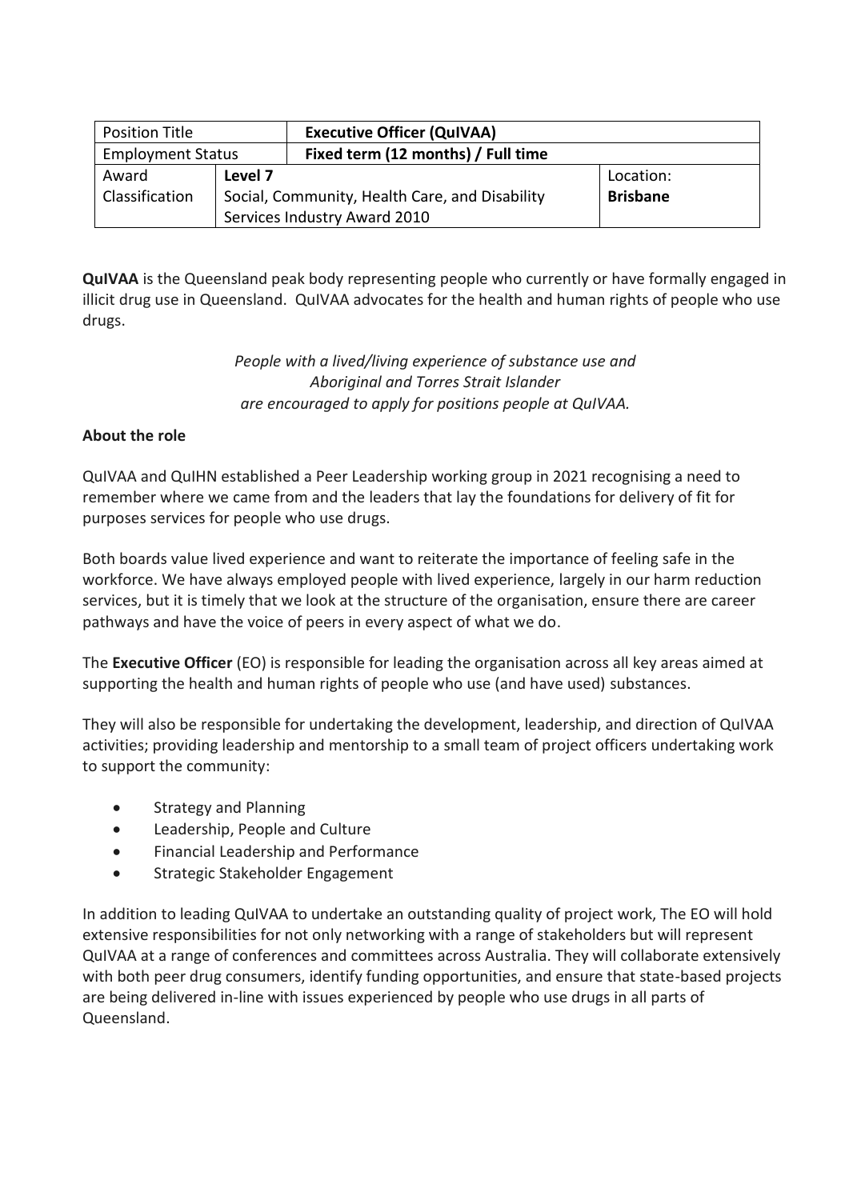| Position Title | | Executive Officer (QuIVAA) | |
| --- | --- | --- | --- |
| Employment Status | | **Fixed term (12 months) / Full time** | |
| Award Classification | **Level 7** Social, Community, Health Care, and Disability Services Industry Award 2010 | | Location: **Brisbane** |

**QuIVAA** is the Queensland peak body representing people who currently or have formally engaged in illicit drug use in Queensland. QuIVAA advocates for the health and human rights of people who use drugs.

*People with a lived/living experience of substance use and Aboriginal and Torres Strait Islander are encouraged to apply for positions people at QuIVAA.*

**About the role**

QuIVAA and QuIHN established a Peer Leadership working group in 2021 recognising a need to remember where we came from and the leaders that lay the foundations for delivery of fit for purposes services for people who use drugs.

Both boards value lived experience and want to reiterate the importance of feeling safe in the workforce. We have always employed people with lived experience, largely in our harm reduction services, but it is timely that we look at the structure of the organisation, ensure there are career pathways and have the voice of peers in every aspect of what we do.

The **Executive Officer** (EO) is responsible for leading the organisation across all key areas aimed at supporting the health and human rights of people who use (and have used) substances.

They will also be responsible for undertaking the development, leadership, and direction of QuIVAA activities; providing leadership and mentorship to a small team of project officers undertaking work to support the community:

- Strategy and Planning
- Leadership, People and Culture
- Financial Leadership and Performance
- Strategic Stakeholder Engagement

In addition to leading QuIVAA to undertake an outstanding quality of project work, The EO will hold extensive responsibilities for not only networking with a range of stakeholders but will represent QuIVAA at a range of conferences and committees across Australia. They will collaborate extensively with both peer drug consumers, identify funding opportunities, and ensure that state-based projects are being delivered in-line with issues experienced by people who use drugs in all parts of Queensland.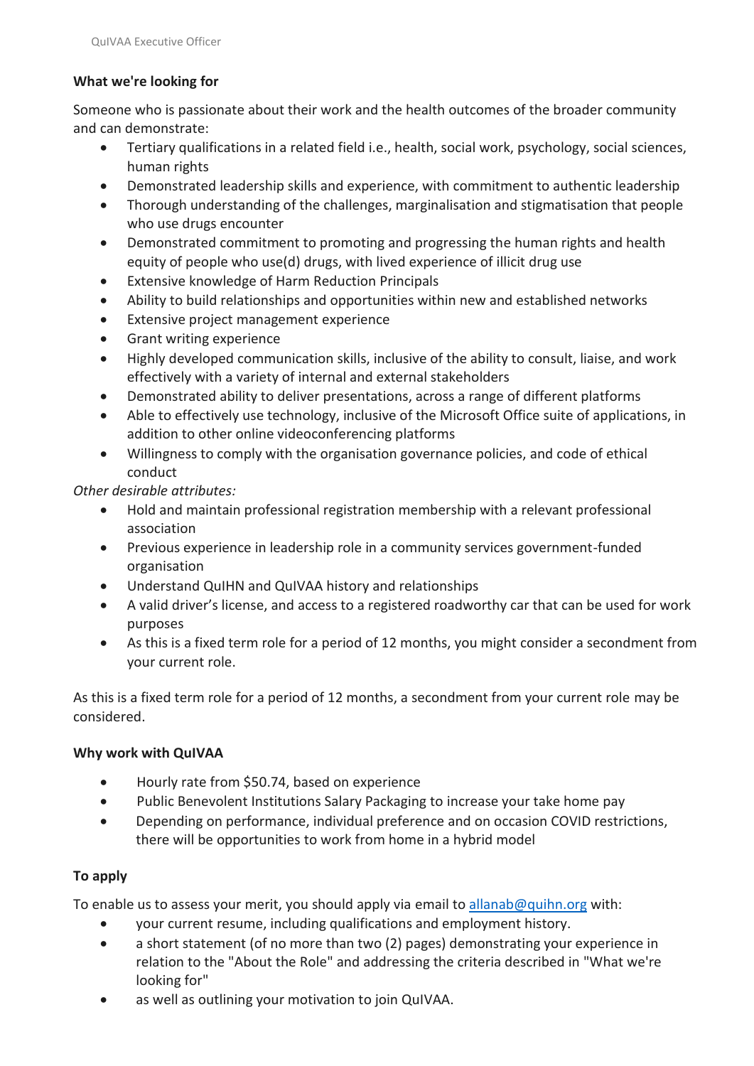**What we're looking for**

Someone who is passionate about their work and the health outcomes of the broader community and can demonstrate:

- Tertiary qualifications in a related field i.e., health, social work, psychology, social sciences, human rights
- Demonstrated leadership skills and experience, with commitment to authentic leadership
- Thorough understanding of the challenges, marginalisation and stigmatisation that people who use drugs encounter
- Demonstrated commitment to promoting and progressing the human rights and health equity of people who use(d) drugs, with lived experience of illicit drug use
- Extensive knowledge of Harm Reduction Principals
- Ability to build relationships and opportunities within new and established networks
- Extensive project management experience
- Grant writing experience
- Highly developed communication skills, inclusive of the ability to consult, liaise, and work effectively with a variety of internal and external stakeholders
- Demonstrated ability to deliver presentations, across a range of different platforms
- Able to effectively use technology, inclusive of the Microsoft Office suite of applications, in addition to other online videoconferencing platforms
- Willingness to comply with the organisation governance policies, and code of ethical conduct

*Other desirable attributes:*

- Hold and maintain professional registration membership with a relevant professional association
- Previous experience in leadership role in a community services government-funded organisation
- Understand QuIHN and QuIVAA history and relationships
- A valid driver's license, and access to a registered roadworthy car that can be used for work purposes
- As this is a fixed term role for a period of 12 months, you might consider a secondment from your current role.

As this is a fixed term role for a period of 12 months, a secondment from your current role may be considered.

**Why work with QuIVAA**

- Hourly rate from $50.74, based on experience
- Public Benevolent Institutions Salary Packaging to increase your take home pay
- Depending on performance, individual preference and on occasion COVID restrictions, there will be opportunities to work from home in a hybrid model

**To apply**

To enable us to assess your merit, you should apply via email to allanab@quihn.org with:

- your current resume, including qualifications and employment history.
- a short statement (of no more than two (2) pages) demonstrating your experience in relation to the "About the Role" and addressing the criteria described in "What we're looking for"
- as well as outlining your motivation to join QuIVAA.